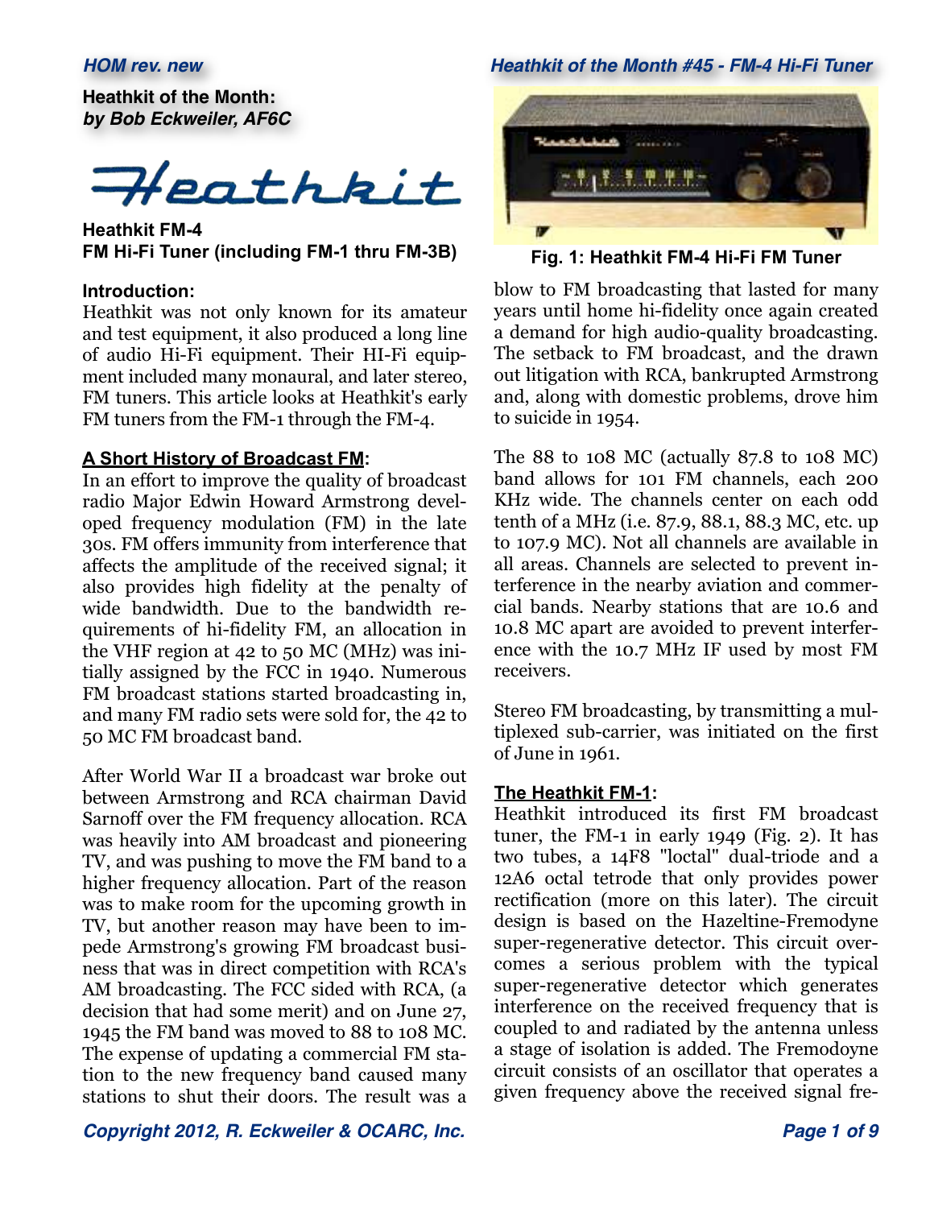**Heathkit of the Month:**
***by Bob Eckweiler, AF6C***

Heathkit

## Heathkit FM-4
## FM Hi-Fi Tuner (including FM-1 thru FM-3B)

### Introduction:

Heathkit was not only known for its amateur and test equipment, it also produced a long line of audio Hi-Fi equipment. Their HI-Fi equipment included many monaural, and later stereo, FM tuners. This article looks at Heathkit's early FM tuners from the FM-1 through the FM-4.

### A Short History of Broadcast FM:

In an effort to improve the quality of broadcast radio Major Edwin Howard Armstrong developed frequency modulation (FM) in the late 30s. FM offers immunity from interference that affects the amplitude of the received signal; it also provides high fidelity at the penalty of wide bandwidth. Due to the bandwidth requirements of hi-fidelity FM, an allocation in the VHF region at 42 to 50 MC (MHz) was initially assigned by the FCC in 1940. Numerous FM broadcast stations started broadcasting in, and many FM radio sets were sold for, the 42 to 50 MC FM broadcast band.

After World War II a broadcast war broke out between Armstrong and RCA chairman David Sarnoff over the FM frequency allocation. RCA was heavily into AM broadcast and pioneering TV, and was pushing to move the FM band to a higher frequency allocation. Part of the reason was to make room for the upcoming growth in TV, but another reason may have been to impede Armstrong's growing FM broadcast business that was in direct competition with RCA's AM broadcasting. The FCC sided with RCA, (a decision that had some merit) and on June 27, 1945 the FM band was moved to 88 to 108 MC. The expense of updating a commercial FM station to the new frequency band caused many stations to shut their doors. The result was a blow to FM broadcasting that lasted for many years until home hi-fidelity once again created a demand for high audio-quality broadcasting. The setback to FM broadcast, and the drawn out litigation with RCA, bankrupted Armstrong and, along with domestic problems, drove him to suicide in 1954.

Fig. 1: Heathkit FM-4 Hi-Fi FM Tuner

The 88 to 108 MC (actually 87.8 to 108 MC) band allows for 101 FM channels, each 200 KHz wide. The channels center on each odd tenth of a MHz (i.e. 87.9, 88.1, 88.3 MC, etc. up to 107.9 MC). Not all channels are available in all areas. Channels are selected to prevent interference in the nearby aviation and commercial bands. Nearby stations that are 10.6 and 10.8 MC apart are avoided to prevent interference with the 10.7 MHz IF used by most FM receivers.

Stereo FM broadcasting, by transmitting a multiplexed sub-carrier, was initiated on the first of June in 1961.

### The Heathkit FM-1:

Heathkit introduced its first FM broadcast tuner, the FM-1 in early 1949 (Fig. 2). It has two tubes, a 14F8 "loctal" dual-triode and a 12A6 octal tetrode that only provides power rectification (more on this later). The circuit design is based on the Hazeltine-Fremodyne super-regenerative detector. This circuit overcomes a serious problem with the typical super-regenerative detector which generates interference on the received frequency that is coupled to and radiated by the antenna unless a stage of isolation is added. The Fremodyne circuit consists of an oscillator that operates a given frequency above the received signal fre-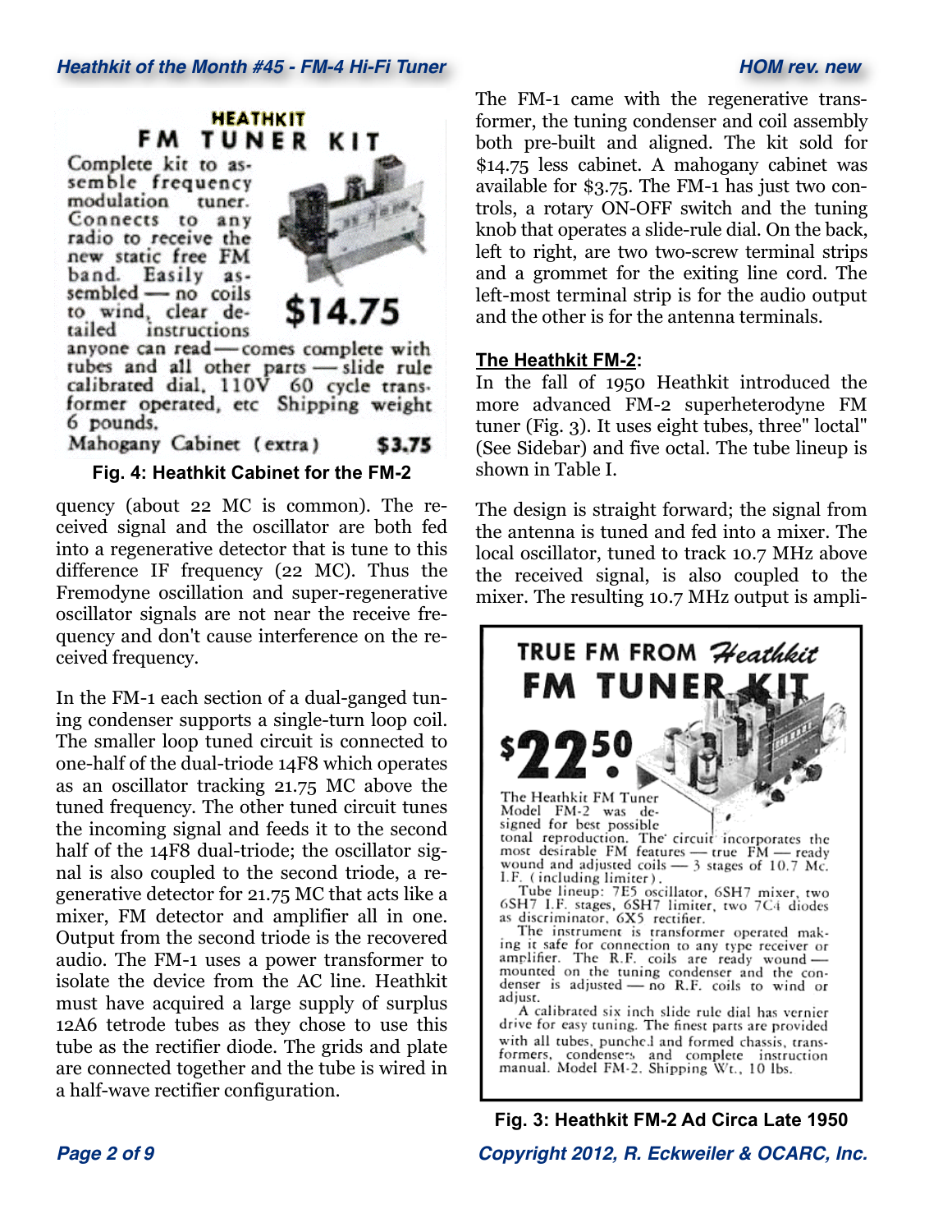HEATHKIT
FM TUNER KIT

Complete kit to assemble frequency modulation tuner. Connects to any radio to receive the new static free FM band. Easily assembled — no coils to wind, clear detailed instructions anyone can read — comes complete with tubes and all other parts — slide rule calibrated dial, 110V 60 cycle transformer operated, etc Shipping weight 6 pounds.

$14.75

Mahogany Cabinet (extra) $3.75

**Fig. 4: Heathkit Cabinet for the FM-2**

quency (about 22 MC is common). The received signal and the oscillator are both fed into a regenerative detector that is tune to this difference IF frequency (22 MC). Thus the Fremodyne oscillation and super-regenerative oscillator signals are not near the receive frequency and don't cause interference on the received frequency.

In the FM-1 each section of a dual-ganged tuning condenser supports a single-turn loop coil. The smaller loop tuned circuit is connected to one-half of the dual-triode 14F8 which operates as an oscillator tracking 21.75 MC above the tuned frequency. The other tuned circuit tunes the incoming signal and feeds it to the second half of the 14F8 dual-triode; the oscillator signal is also coupled to the second triode, a regenerative detector for 21.75 MC that acts like a mixer, FM detector and amplifier all in one. Output from the second triode is the recovered audio. The FM-1 uses a power transformer to isolate the device from the AC line. Heathkit must have acquired a large supply of surplus 12A6 tetrode tubes as they chose to use this tube as the rectifier diode. The grids and plate are connected together and the tube is wired in a half-wave rectifier configuration.

The FM-1 came with the regenerative transformer, the tuning condenser and coil assembly both pre-built and aligned. The kit sold for $14.75 less cabinet. A mahogany cabinet was available for $3.75. The FM-1 has just two controls, a rotary ON-OFF switch and the tuning knob that operates a slide-rule dial. On the back, left to right, are two two-screw terminal strips and a grommet for the exiting line cord. The left-most terminal strip is for the audio output and the other is for the antenna terminals.

### The Heathkit FM-2:

In the fall of 1950 Heathkit introduced the more advanced FM-2 superheterodyne FM tuner (Fig. 3). It uses eight tubes, three" loctal" (See Sidebar) and five octal. The tube lineup is shown in Table I.

The design is straight forward; the signal from the antenna is tuned and fed into a mixer. The local oscillator, tuned to track 10.7 MHz above the received signal, is also coupled to the mixer. The resulting 10.7 MHz output is ampli-

TRUE FM FROM Heathkit
FM TUNER KIT

$22.50

The Heathkit FM Tuner Model FM-2 was designed for best possible tonal reproduction. The circuit incorporates the most desirable FM features — true FM — ready wound and adjusted coils — 3 stages of 10.7 Mc. I.F. (including limiter).

Tube lineup: 7E5 oscillator, 6SH7 mixer, two 6SH7 I.F. stages, 6SH7 limiter, two 7C4 diodes as discriminator, 6X5 rectifier.

The instrument is transformer operated making it safe for connection to any type receiver or amplifier. The R.F. coils are ready wound — mounted on the tuning condenser and the condenser is adjusted — no R.F. coils to wind or adjust.

A calibrated six inch slide rule dial has vernier drive for easy tuning. The finest parts are provided with all tubes, punched and formed chassis, transformers, condensers and complete instruction manual. Model FM-2. Shipping Wt., 10 lbs.

**Fig. 3: Heathkit FM-2 Ad Circa Late 1950**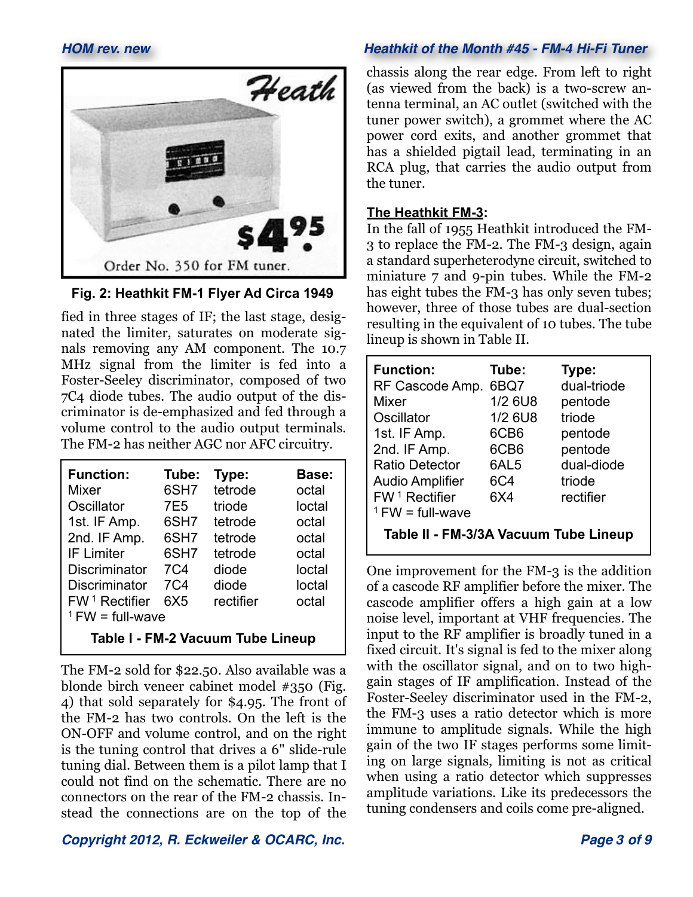Fig. 2: Heathkit FM-1 Flyer Ad Circa 1949

fied in three stages of IF; the last stage, designated the limiter, saturates on moderate signals removing any AM component. The 10.7 MHz signal from the limiter is fed into a Foster-Seeley discriminator, composed of two 7C4 diode tubes. The audio output of the discriminator is de-emphasized and fed through a volume control to the audio output terminals. The FM-2 has neither AGC nor AFC circuitry.

| Function: | Tube: | Type: | Base: |
|---|---|---|---|
| Mixer | 6SH7 | tetrode | octal |
| Oscillator | 7E5 | triode | loctal |
| 1st. IF Amp. | 6SH7 | tetrode | octal |
| 2nd. IF Amp. | 6SH7 | tetrode | octal |
| IF Limiter | 6SH7 | tetrode | octal |
| Discriminator | 7C4 | diode | loctal |
| Discriminator | 7C4 | diode | loctal |
| FW [1] Rectifier | 6X5 | rectifier | octal |

[1] FW = full-wave

**Table I - FM-2 Vacuum Tube Lineup**

The FM-2 sold for $22.50. Also available was a blonde birch veneer cabinet model #350 (Fig. 4) that sold separately for $4.95. The front of the FM-2 has two controls. On the left is the ON-OFF and volume control, and on the right is the tuning control that drives a 6" slide-rule tuning dial. Between them is a pilot lamp that I could not find on the schematic. There are no connectors on the rear of the FM-2 chassis. Instead the connections are on the top of the chassis along the rear edge. From left to right (as viewed from the back) is a two-screw antenna terminal, an AC outlet (switched with the tuner power switch), a grommet where the AC power cord exits, and another grommet that has a shielded pigtail lead, terminating in an RCA plug, that carries the audio output from the tuner.

## The Heathkit FM-3:

In the fall of 1955 Heathkit introduced the FM-3 to replace the FM-2. The FM-3 design, again a standard superheterodyne circuit, switched to miniature 7 and 9-pin tubes. While the FM-2 has eight tubes the FM-3 has only seven tubes; however, three of those tubes are dual-section resulting in the equivalent of 10 tubes. The tube lineup is shown in Table II.

| Function: | Tube: | Type: |
|---|---|---|
| RF Cascode Amp. | 6BQ7 | dual-triode |
| Mixer | 1/2 6U8 | pentode |
| Oscillator | 1/2 6U8 | triode |
| 1st. IF Amp. | 6CB6 | pentode |
| 2nd. IF Amp. | 6CB6 | pentode |
| Ratio Detector | 6AL5 | dual-diode |
| Audio Amplifier | 6C4 | triode |
| FW [1] Rectifier | 6X4 | rectifier |

[1] FW = full-wave

**Table II - FM-3/3A Vacuum Tube Lineup**

One improvement for the FM-3 is the addition of a cascode RF amplifier before the mixer. The cascode amplifier offers a high gain at a low noise level, important at VHF frequencies. The input to the RF amplifier is broadly tuned in a fixed circuit. It's signal is fed to the mixer along with the oscillator signal, and on to two high-gain stages of IF amplification. Instead of the Foster-Seeley discriminator used in the FM-2, the FM-3 uses a ratio detector which is more immune to amplitude signals. While the high gain of the two IF stages performs some limiting on large signals, limiting is not as critical when using a ratio detector which suppresses amplitude variations. Like its predecessors the tuning condensers and coils come pre-aligned.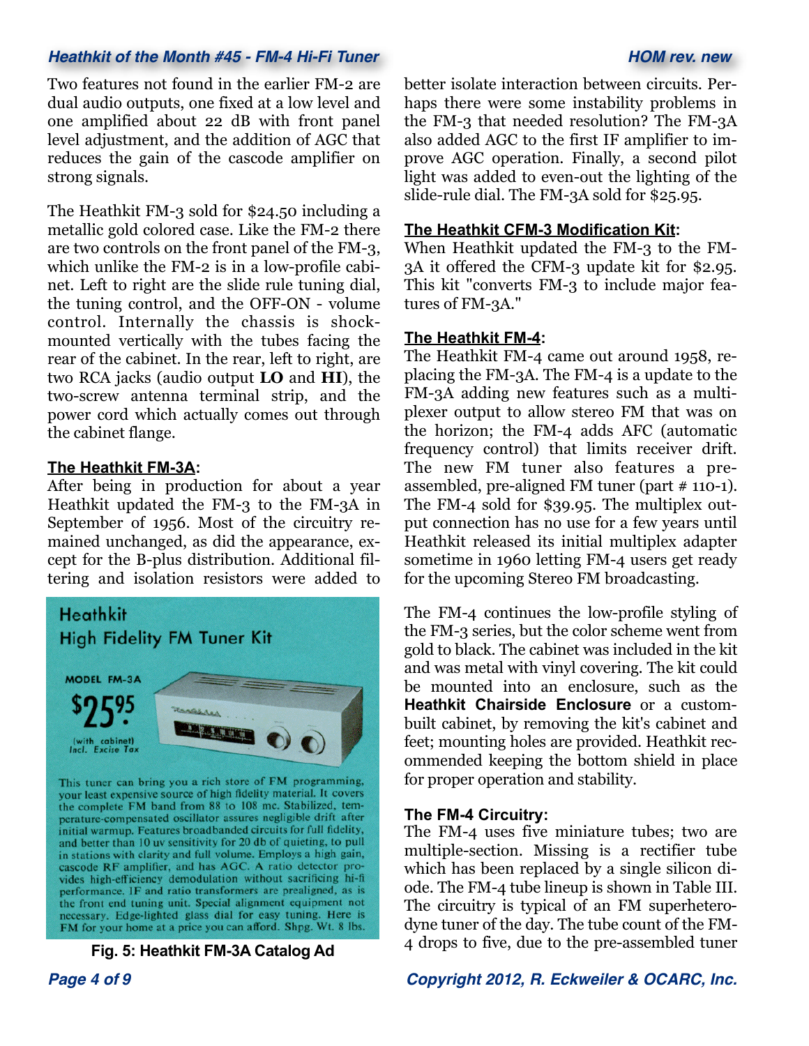Two features not found in the earlier FM-2 are dual audio outputs, one fixed at a low level and one amplified about 22 dB with front panel level adjustment, and the addition of AGC that reduces the gain of the cascode amplifier on strong signals.

The Heathkit FM-3 sold for $24.50 including a metallic gold colored case. Like the FM-2 there are two controls on the front panel of the FM-3, which unlike the FM-2 is in a low-profile cabinet. Left to right are the slide rule tuning dial, the tuning control, and the OFF-ON - volume control. Internally the chassis is shock-mounted vertically with the tubes facing the rear of the cabinet. In the rear, left to right, are two RCA jacks (audio output **LO** and **HI**), the two-screw antenna terminal strip, and the power cord which actually comes out through the cabinet flange.

### The Heathkit FM-3A:

After being in production for about a year Heathkit updated the FM-3 to the FM-3A in September of 1956. Most of the circuitry remained unchanged, as did the appearance, except for the B-plus distribution. Additional filtering and isolation resistors were added to better isolate interaction between circuits. Perhaps there were some instability problems in the FM-3 that needed resolution? The FM-3A also added AGC to the first IF amplifier to improve AGC operation. Finally, a second pilot light was added to even-out the lighting of the slide-rule dial. The FM-3A sold for $25.95.

Heathkit
High Fidelity FM Tuner Kit

MODEL FM-3A

$25.95

(with cabinet)
Incl. Excise Tax

This tuner can bring you a rich store of FM programming, your least expensive source of high fidelity material. It covers the complete FM band from 88 to 108 mc. Stabilized, temperature-compensated oscillator assures negligible drift after initial warmup. Features broadbanded circuits for full fidelity, and better than 10 uv sensitivity for 20 db of quieting, to pull in stations with clarity and full volume. Employs a high gain, cascode RF amplifier, and has AGC. A ratio detector provides high-efficiency demodulation without sacrificing hi-fi performance. IF and ratio transformers are prealigned, as is the front end tuning unit. Special alignment equipment not necessary. Edge-lighted glass dial for easy tuning. Here is FM for your home at a price you can afford. Shpg. Wt. 8 lbs.

**Fig. 5: Heathkit FM-3A Catalog Ad**

### The Heathkit CFM-3 Modification Kit:

When Heathkit updated the FM-3 to the FM-3A it offered the CFM-3 update kit for $2.95. This kit "converts FM-3 to include major features of FM-3A."

### The Heathkit FM-4:

The Heathkit FM-4 came out around 1958, replacing the FM-3A. The FM-4 is a update to the FM-3A adding new features such as a multiplexer output to allow stereo FM that was on the horizon; the FM-4 adds AFC (automatic frequency control) that limits receiver drift. The new FM tuner also features a pre-assembled, pre-aligned FM tuner (part # 110-1). The FM-4 sold for $39.95. The multiplex output connection has no use for a few years until Heathkit released its initial multiplex adapter sometime in 1960 letting FM-4 users get ready for the upcoming Stereo FM broadcasting.

The FM-4 continues the low-profile styling of the FM-3 series, but the color scheme went from gold to black. The cabinet was included in the kit and was metal with vinyl covering. The kit could be mounted into an enclosure, such as the **Heathkit Chairside Enclosure** or a custom-built cabinet, by removing the kit's cabinet and feet; mounting holes are provided. Heathkit recommended keeping the bottom shield in place for proper operation and stability.

### The FM-4 Circuitry:

The FM-4 uses five miniature tubes; two are multiple-section. Missing is a rectifier tube which has been replaced by a single silicon diode. The FM-4 tube lineup is shown in Table III. The circuitry is typical of an FM superheterodyne tuner of the day. The tube count of the FM-4 drops to five, due to the pre-assembled tuner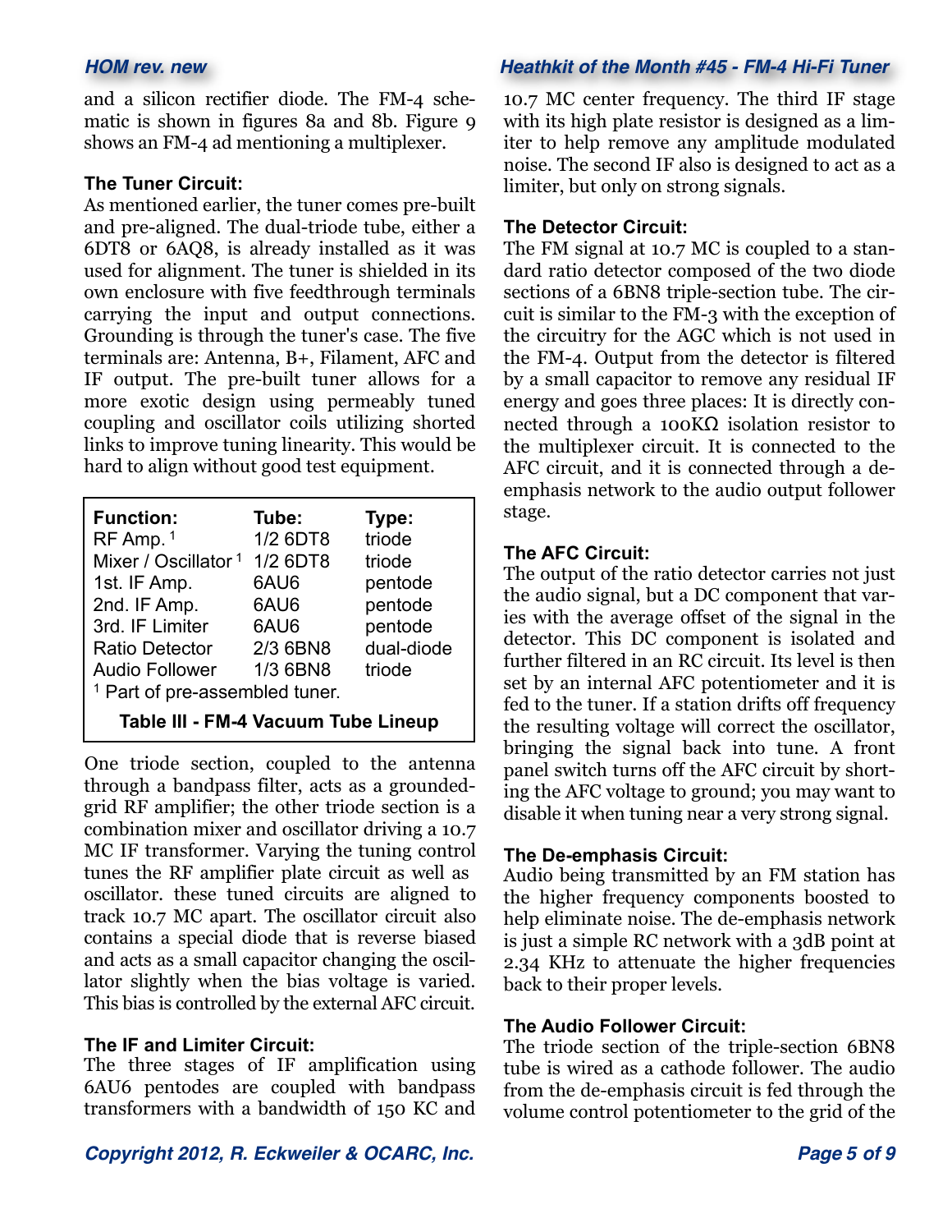and a silicon rectifier diode. The FM-4 schematic is shown in figures 8a and 8b. Figure 9 shows an FM-4 ad mentioning a multiplexer.

**The Tuner Circuit:**

As mentioned earlier, the tuner comes pre-built and pre-aligned. The dual-triode tube, either a 6DT8 or 6AQ8, is already installed as it was used for alignment. The tuner is shielded in its own enclosure with five feedthrough terminals carrying the input and output connections. Grounding is through the tuner's case. The five terminals are: Antenna, B+, Filament, AFC and IF output. The pre-built tuner allows for a more exotic design using permeably tuned coupling and oscillator coils utilizing shorted links to improve tuning linearity. This would be hard to align without good test equipment.

| Function: | Tube: | Type: |
|---|---|---|
| RF Amp. [1] | 1/2 6DT8 | triode |
| Mixer / Oscillator [1] | 1/2 6DT8 | triode |
| 1st. IF Amp. | 6AU6 | pentode |
| 2nd. IF Amp. | 6AU6 | pentode |
| 3rd. IF Limiter | 6AU6 | pentode |
| Ratio Detector | 2/3 6BN8 | dual-diode |
| Audio Follower | 1/3 6BN8 | triode |

[1] Part of pre-assembled tuner.

**Table III - FM-4 Vacuum Tube Lineup**

One triode section, coupled to the antenna through a bandpass filter, acts as a grounded-grid RF amplifier; the other triode section is a combination mixer and oscillator driving a 10.7 MC IF transformer. Varying the tuning control tunes the RF amplifier plate circuit as well as oscillator. these tuned circuits are aligned to track 10.7 MC apart. The oscillator circuit also contains a special diode that is reverse biased and acts as a small capacitor changing the oscillator slightly when the bias voltage is varied. This bias is controlled by the external AFC circuit.

**The IF and Limiter Circuit:**

The three stages of IF amplification using 6AU6 pentodes are coupled with bandpass transformers with a bandwidth of 150 KC and 10.7 MC center frequency. The third IF stage with its high plate resistor is designed as a limiter to help remove any amplitude modulated noise. The second IF also is designed to act as a limiter, but only on strong signals.

**The Detector Circuit:**

The FM signal at 10.7 MC is coupled to a standard ratio detector composed of the two diode sections of a 6BN8 triple-section tube. The circuit is similar to the FM-3 with the exception of the circuitry for the AGC which is not used in the FM-4. Output from the detector is filtered by a small capacitor to remove any residual IF energy and goes three places: It is directly connected through a 100KΩ isolation resistor to the multiplexer circuit. It is connected to the AFC circuit, and it is connected through a de-emphasis network to the audio output follower stage.

**The AFC Circuit:**

The output of the ratio detector carries not just the audio signal, but a DC component that varies with the average offset of the signal in the detector. This DC component is isolated and further filtered in an RC circuit. Its level is then set by an internal AFC potentiometer and it is fed to the tuner. If a station drifts off frequency the resulting voltage will correct the oscillator, bringing the signal back into tune. A front panel switch turns off the AFC circuit by shorting the AFC voltage to ground; you may want to disable it when tuning near a very strong signal.

**The De-emphasis Circuit:**

Audio being transmitted by an FM station has the higher frequency components boosted to help eliminate noise. The de-emphasis network is just a simple RC network with a 3dB point at 2.34 KHz to attenuate the higher frequencies back to their proper levels.

**The Audio Follower Circuit:**

The triode section of the triple-section 6BN8 tube is wired as a cathode follower. The audio from the de-emphasis circuit is fed through the volume control potentiometer to the grid of the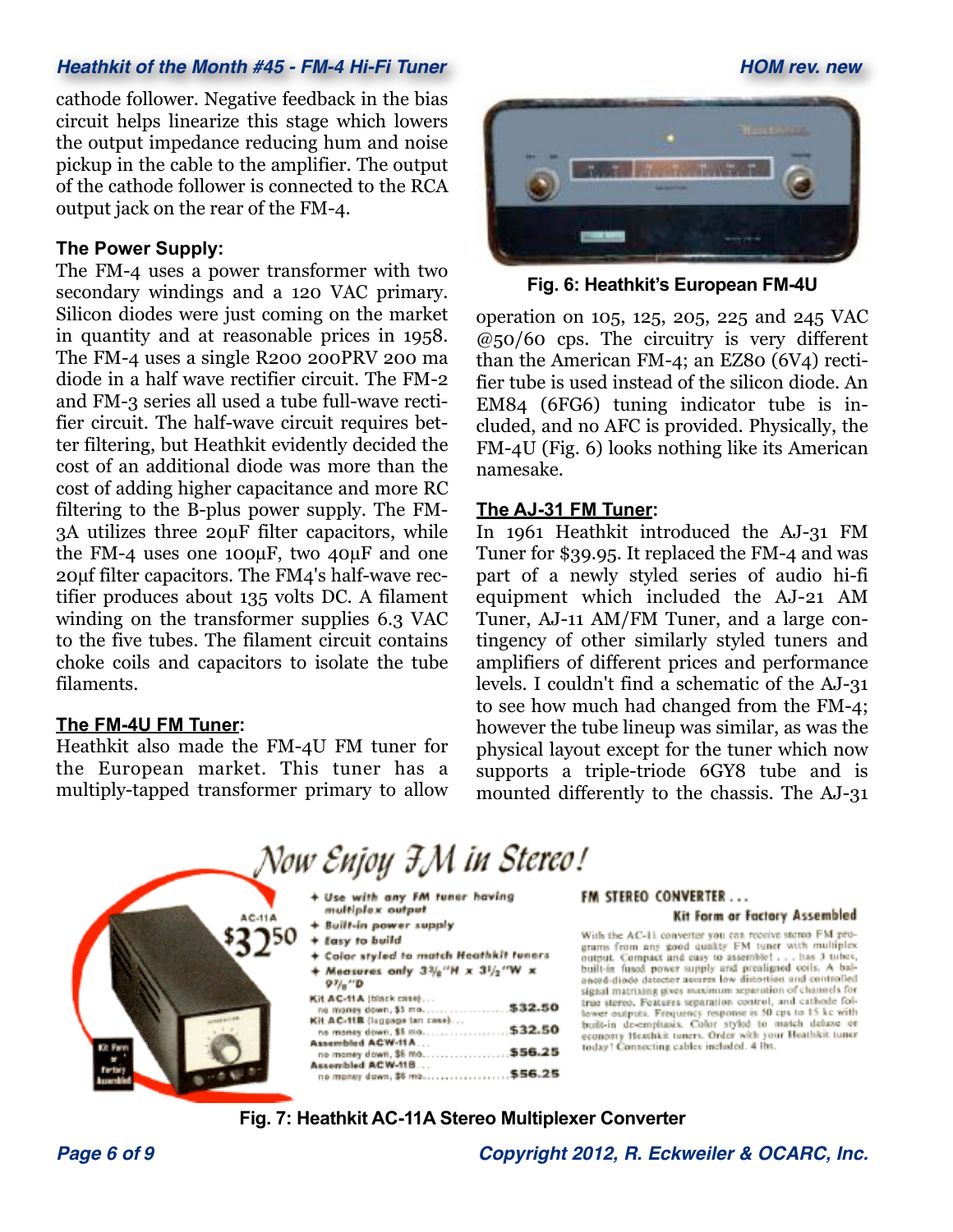cathode follower. Negative feedback in the bias circuit helps linearize this stage which lowers the output impedance reducing hum and noise pickup in the cable to the amplifier. The output of the cathode follower is connected to the RCA output jack on the rear of the FM-4.

### The Power Supply:

The FM-4 uses a power transformer with two secondary windings and a 120 VAC primary. Silicon diodes were just coming on the market in quantity and at reasonable prices in 1958. The FM-4 uses a single R200 200PRV 200 ma diode in a half wave rectifier circuit. The FM-2 and FM-3 series all used a tube full-wave rectifier circuit. The half-wave circuit requires better filtering, but Heathkit evidently decided the cost of an additional diode was more than the cost of adding higher capacitance and more RC filtering to the B-plus power supply. The FM-3A utilizes three 20µF filter capacitors, while the FM-4 uses one 100µF, two 40µF and one 20µf filter capacitors. The FM4's half-wave rectifier produces about 135 volts DC. A filament winding on the transformer supplies 6.3 VAC to the five tubes. The filament circuit contains choke coils and capacitors to isolate the tube filaments.

### The FM-4U FM Tuner:

Heathkit also made the FM-4U FM tuner for the European market. This tuner has a multiply-tapped transformer primary to allow operation on 105, 125, 205, 225 and 245 VAC @50/60 cps. The circuitry is very different than the American FM-4; an EZ80 (6V4) rectifier tube is used instead of the silicon diode. An EM84 (6FG6) tuning indicator tube is included, and no AFC is provided. Physically, the FM-4U (Fig. 6) looks nothing like its American namesake.

**Fig. 6: Heathkit's European FM-4U**

### The AJ-31 FM Tuner:

In 1961 Heathkit introduced the AJ-31 FM Tuner for $39.95. It replaced the FM-4 and was part of a newly styled series of audio hi-fi equipment which included the AJ-21 AM Tuner, AJ-11 AM/FM Tuner, and a large contingency of other similarly styled tuners and amplifiers of different prices and performance levels. I couldn't find a schematic of the AJ-31 to see how much had changed from the FM-4; however the tube lineup was similar, as was the physical layout except for the tuner which now supports a triple-triode 6GY8 tube and is mounted differently to the chassis. The AJ-31

**Fig. 7: Heathkit AC-11A Stereo Multiplexer Converter**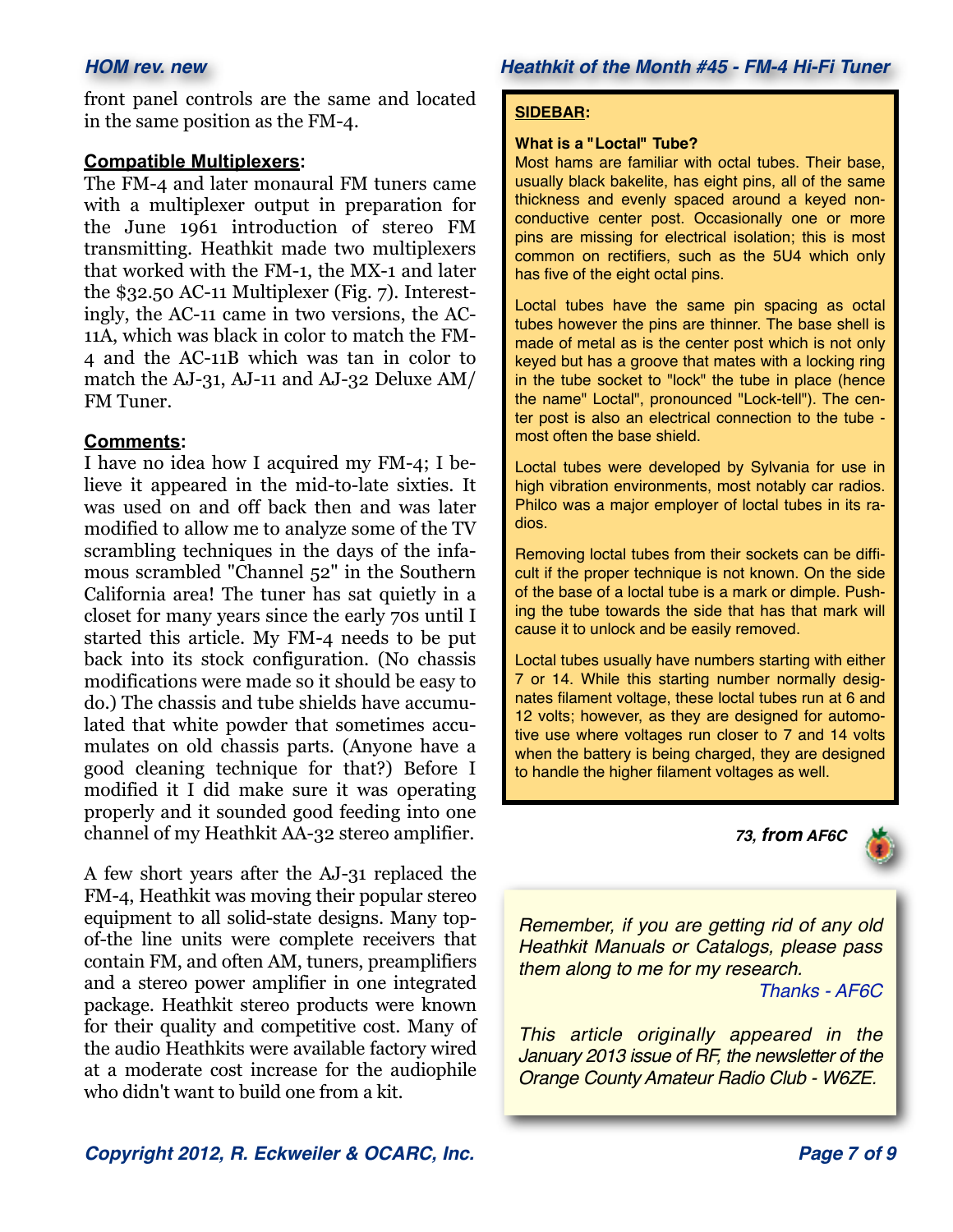front panel controls are the same and located in the same position as the FM-4.

**Compatible Multiplexers:**

The FM-4 and later monaural FM tuners came with a multiplexer output in preparation for the June 1961 introduction of stereo FM transmitting. Heathkit made two multiplexers that worked with the FM-1, the MX-1 and later the $32.50 AC-11 Multiplexer (Fig. 7). Interestingly, the AC-11 came in two versions, the AC-11A, which was black in color to match the FM-4 and the AC-11B which was tan in color to match the AJ-31, AJ-11 and AJ-32 Deluxe AM/FM Tuner.

**Comments:**

I have no idea how I acquired my FM-4; I believe it appeared in the mid-to-late sixties. It was used on and off back then and was later modified to allow me to analyze some of the TV scrambling techniques in the days of the infamous scrambled "Channel 52" in the Southern California area! The tuner has sat quietly in a closet for many years since the early 70s until I started this article. My FM-4 needs to be put back into its stock configuration. (No chassis modifications were made so it should be easy to do.) The chassis and tube shields have accumulated that white powder that sometimes accumulates on old chassis parts. (Anyone have a good cleaning technique for that?) Before I modified it I did make sure it was operating properly and it sounded good feeding into one channel of my Heathkit AA-32 stereo amplifier.

A few short years after the AJ-31 replaced the FM-4, Heathkit was moving their popular stereo equipment to all solid-state designs. Many top-of-the line units were complete receivers that contain FM, and often AM, tuners, preamplifiers and a stereo power amplifier in one integrated package. Heathkit stereo products were known for their quality and competitive cost. Many of the audio Heathkits were available factory wired at a moderate cost increase for the audiophile who didn't want to build one from a kit.

**SIDEBAR:**

**What is a "Loctal" Tube?**

Most hams are familiar with octal tubes. Their base, usually black bakelite, has eight pins, all of the same thickness and evenly spaced around a keyed non-conductive center post. Occasionally one or more pins are missing for electrical isolation; this is most common on rectifiers, such as the 5U4 which only has five of the eight octal pins.

Loctal tubes have the same pin spacing as octal tubes however the pins are thinner. The base shell is made of metal as is the center post which is not only keyed but has a groove that mates with a locking ring in the tube socket to "lock" the tube in place (hence the name" Loctal", pronounced "Lock-tell"). The center post is also an electrical connection to the tube - most often the base shield.

Loctal tubes were developed by Sylvania for use in high vibration environments, most notably car radios. Philco was a major employer of loctal tubes in its radios.

Removing loctal tubes from their sockets can be difficult if the proper technique is not known. On the side of the base of a loctal tube is a mark or dimple. Pushing the tube towards the side that has that mark will cause it to unlock and be easily removed.

Loctal tubes usually have numbers starting with either 7 or 14. While this starting number normally designates filament voltage, these loctal tubes run at 6 and 12 volts; however, as they are designed for automotive use where voltages run closer to 7 and 14 volts when the battery is being charged, they are designed to handle the higher filament voltages as well.

***73, from AF6C***

*Remember, if you are getting rid of any old Heathkit Manuals or Catalogs, please pass them along to me for my research.*

*Thanks - AF6C*

*This article originally appeared in the January 2013 issue of RF, the newsletter of the Orange County Amateur Radio Club - W6ZE.*

**Copyright 2012, R. Eckweiler & OCARC, Inc.**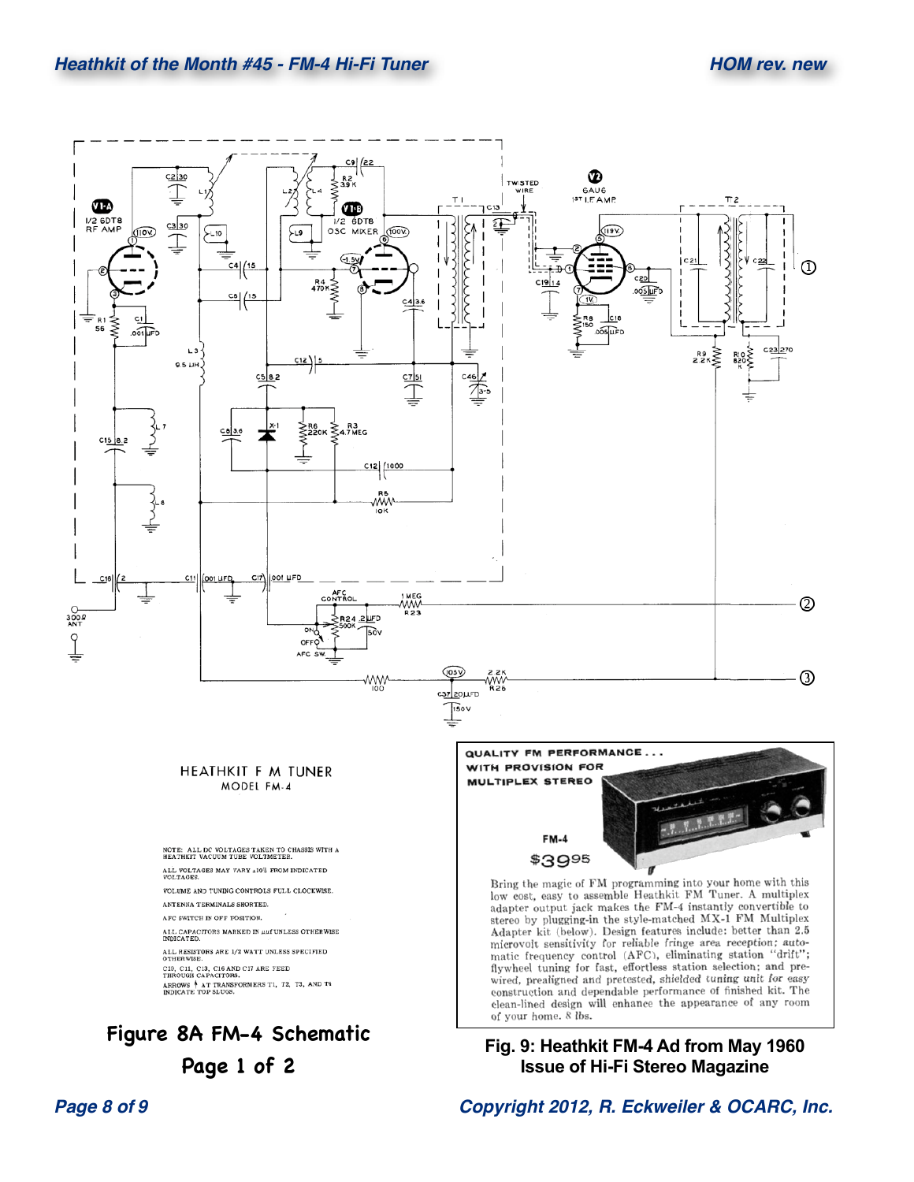HEATHKIT F M TUNER
MODEL FM-4

NOTE: ALL DC VOLTAGES TAKEN TO CHASSIS WITH A HEATHKIT VACUUM TUBE VOLTMETER.

ALL VOLTAGES MAY VARY ±10% FROM INDICATED VOLTAGES.

VOLUME AND TUNING CONTROLS FULL CLOCKWISE.

ANTENNA TERMINALS SHORTED.

AFC SWITCH IN OFF POSITION.

ALL CAPACITORS MARKED IN μμf UNLESS OTHERWISE INDICATED.

ALL RESISTORS ARE 1/2 WATT UNLESS SPECIFIED OTHERWISE.

C10, C11, C13, C16 AND C17 ARE FEED THROUGH CAPACITORS.

ARROWS AT TRANSFORMERS T1, T2, T3, AND T4 INDICATE TOP SLUGS.

**Figure 8A FM-4 Schematic Page 1 of 2**

QUALITY FM PERFORMANCE . . . WITH PROVISION FOR MULTIPLEX STEREO

FM-4

$39^{95}

Bring the magic of FM programming into your home with this low cost, easy to assemble Heathkit FM Tuner. A multiplex adapter output jack makes the FM-4 instantly convertible to stereo by plugging-in the style-matched MX-1 FM Multiplex Adapter kit (below). Design features include: better than 2.5 microvolt sensitivity for reliable fringe area reception; automatic frequency control (AFC), eliminating station "drift"; flywheel tuning for fast, effortless station selection; and prewired, prealigned and pretested, shielded tuning unit for easy construction and dependable performance of finished kit. The clean-lined design will enhance the appearance of any room of your home. 8 lbs.

**Fig. 9: Heathkit FM-4 Ad from May 1960 Issue of Hi-Fi Stereo Magazine**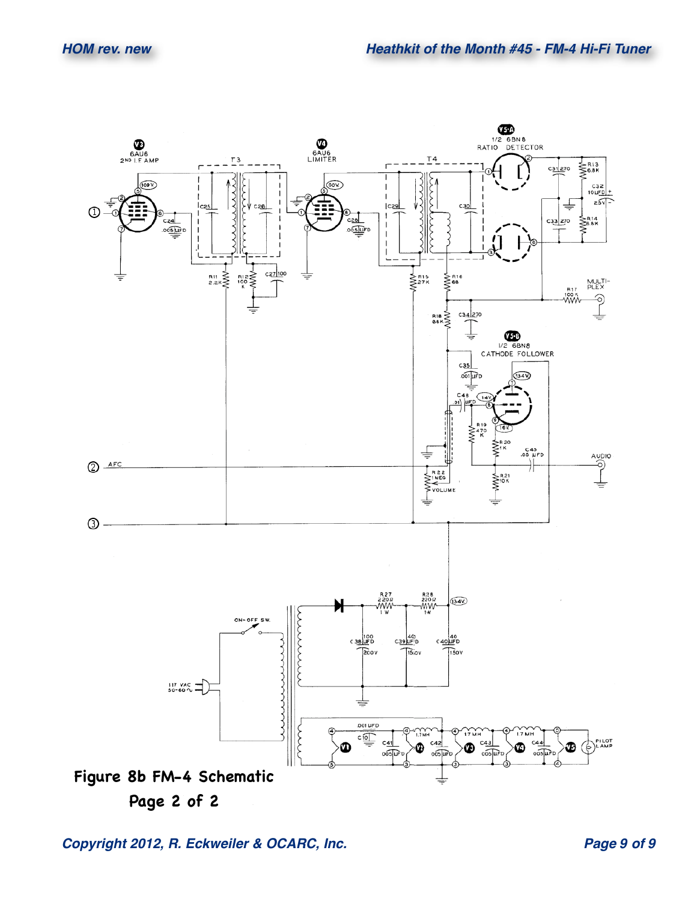V3
6AU6
2ND I.F. AMP

V4
6AU6
LIMITER

V5-A
1/2 6BN8
RATIO DETECTOR

T3

T4

109V

80V

C25

C26

C29

C30

C24
.005 UFD

C28
.005 UFD

C31 270

C33 270

R13
6.8K

R14
6.8K

C32
10 UFD
25V

R11
2.2K

R12
100
K

C27 100

R15
27K

R16
68

R17
100 K

MULTI-PLEX

R18
68K

C34 270

V5-B
1/2 6BN8
CATHODE FOLLOWER

C35
.001 UFD

C48
.01 UFD

134V

14V

16V

R19
470
K

R20
1K

C45
.05 UFD

AUDIO

AFC

R22
1 MEG
VOLUME

R21
10K

R27
220Ω
1W

R28
220Ω
1W

134V

ON-OFF SW.

117 VAC
50-60 ~

C38 100 UFD
200V

C39 40 UFD
150V

C40 40 UFD
150V

.001 UFD
C10

C41
.005 UFD

C42
.005 UFD

C43
.005 UFD

C44
.005 UFD

1.7 MH

1.7 MH

1.7 MH

V1 V2 V3 V4 V5

PILOT LAMP

Figure 8b FM-4 Schematic
Page 2 of 2

Copyright 2012, R. Eckweiler & OCARC, Inc.